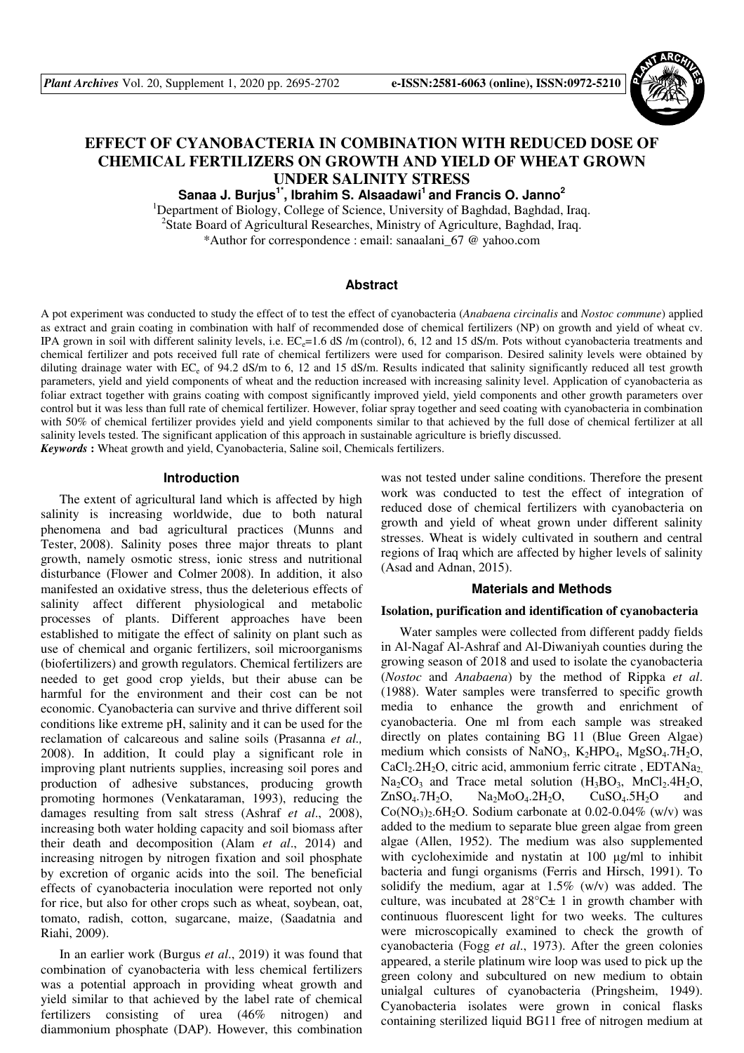# EFFECT OF CYANOBACTERIA IN COMBINATION WITH REDUCED DOSE OF CHEMICAL FERTILIZERS ON GROWTH AND YIELD OF WHEAT GROWN UNDER SALINITY STRESS

**Sanaa J. Burjus[1*], Ibrahim S. Alsaadawi[1] and Francis O. Janno[2]**

[1]Department of Biology, College of Science, University of Baghdad, Baghdad, Iraq.
[2]State Board of Agricultural Researches, Ministry of Agriculture, Baghdad, Iraq.
*Author for correspondence : email: sanaalani_67 @ yahoo.com

## Abstract

A pot experiment was conducted to study the effect of to test the effect of cyanobacteria (*Anabaena circinalis* and *Nostoc commune*) applied as extract and grain coating in combination with half of recommended dose of chemical fertilizers (NP) on growth and yield of wheat cv. IPA grown in soil with different salinity levels, i.e. $EC_e$=1.6 dS /m (control), 6, 12 and 15 dS/m. Pots without cyanobacteria treatments and chemical fertilizer and pots received full rate of chemical fertilizers were used for comparison. Desired salinity levels were obtained by diluting drainage water with $EC_e$ of 94.2 dS/m to 6, 12 and 15 dS/m. Results indicated that salinity significantly reduced all test growth parameters, yield and yield components of wheat and the reduction increased with increasing salinity level. Application of cyanobacteria as foliar extract together with grains coating with compost significantly improved yield, yield components and other growth parameters over control but it was less than full rate of chemical fertilizer. However, foliar spray together and seed coating with cyanobacteria in combination with 50% of chemical fertilizer provides yield and yield components similar to that achieved by the full dose of chemical fertilizer at all salinity levels tested. The significant application of this approach in sustainable agriculture is briefly discussed.

***Keywords*** **:** Wheat growth and yield, Cyanobacteria, Saline soil, Chemicals fertilizers.

## Introduction

The extent of agricultural land which is affected by high salinity is increasing worldwide, due to both natural phenomena and bad agricultural practices (Munns and Tester, 2008). Salinity poses three major threats to plant growth, namely osmotic stress, ionic stress and nutritional disturbance (Flower and Colmer 2008). In addition, it also manifested an oxidative stress, thus the deleterious effects of salinity affect different physiological and metabolic processes of plants. Different approaches have been established to mitigate the effect of salinity on plant such as use of chemical and organic fertilizers, soil microorganisms (biofertilizers) and growth regulators. Chemical fertilizers are needed to get good crop yields, but their abuse can be harmful for the environment and their cost can be not economic. Cyanobacteria can survive and thrive different soil conditions like extreme pH, salinity and it can be used for the reclamation of calcareous and saline soils (Prasanna *et al.,* 2008). In addition, It could play a significant role in improving plant nutrients supplies, increasing soil pores and production of adhesive substances, producing growth promoting hormones (Venkataraman, 1993), reducing the damages resulting from salt stress (Ashraf *et al*., 2008), increasing both water holding capacity and soil biomass after their death and decomposition (Alam *et al*., 2014) and increasing nitrogen by nitrogen fixation and soil phosphate by excretion of organic acids into the soil. The beneficial effects of cyanobacteria inoculation were reported not only for rice, but also for other crops such as wheat, soybean, oat, tomato, radish, cotton, sugarcane, maize, (Saadatnia and Riahi, 2009).

In an earlier work (Burgus *et al*., 2019) it was found that combination of cyanobacteria with less chemical fertilizers was a potential approach in providing wheat growth and yield similar to that achieved by the label rate of chemical fertilizers consisting of urea (46% nitrogen) and diammonium phosphate (DAP). However, this combination was not tested under saline conditions. Therefore the present work was conducted to test the effect of integration of reduced dose of chemical fertilizers with cyanobacteria on growth and yield of wheat grown under different salinity stresses. Wheat is widely cultivated in southern and central regions of Iraq which are affected by higher levels of salinity (Asad and Adnan, 2015).

## Materials and Methods

### Isolation, purification and identification of cyanobacteria

Water samples were collected from different paddy fields in Al-Nagaf Al-Ashraf and Al-Diwaniyah counties during the growing season of 2018 and used to isolate the cyanobacteria (*Nostoc* and *Anabaena*) by the method of Rippka *et al*. (1988). Water samples were transferred to specific growth media to enhance the growth and enrichment of cyanobacteria. One ml from each sample was streaked directly on plates containing BG 11 (Blue Green Algae) medium which consists of $NaNO_3$, $K_2HPO_4$, $MgSO_4.7H_2O$, $CaCl_2.2H_2O$, citric acid, ammonium ferric citrate , $EDTANa_2$, $Na_2CO_3$ and Trace metal solution ($H_3BO_3$, $MnCl_2.4H_2O$, $ZnSO_4.7H_2O$, $Na_2MoO_4.2H_2O$, $CuSO_4.5H_2O$ and $Co(NO_3)_2.6H_2O$. Sodium carbonate at 0.02-0.04% (w/v) was added to the medium to separate blue green algae from green algae (Allen, 1952). The medium was also supplemented with cycloheximide and nystatin at 100 µg/ml to inhibit bacteria and fungi organisms (Ferris and Hirsch, 1991). To solidify the medium, agar at 1.5% (w/v) was added. The culture, was incubated at 28°C± 1 in growth chamber with continuous fluorescent light for two weeks. The cultures were microscopically examined to check the growth of cyanobacteria (Fogg *et al*., 1973). After the green colonies appeared, a sterile platinum wire loop was used to pick up the green colony and subcultured on new medium to obtain unialgal cultures of cyanobacteria (Pringsheim, 1949). Cyanobacteria isolates were grown in conical flasks containing sterilized liquid BG11 free of nitrogen medium at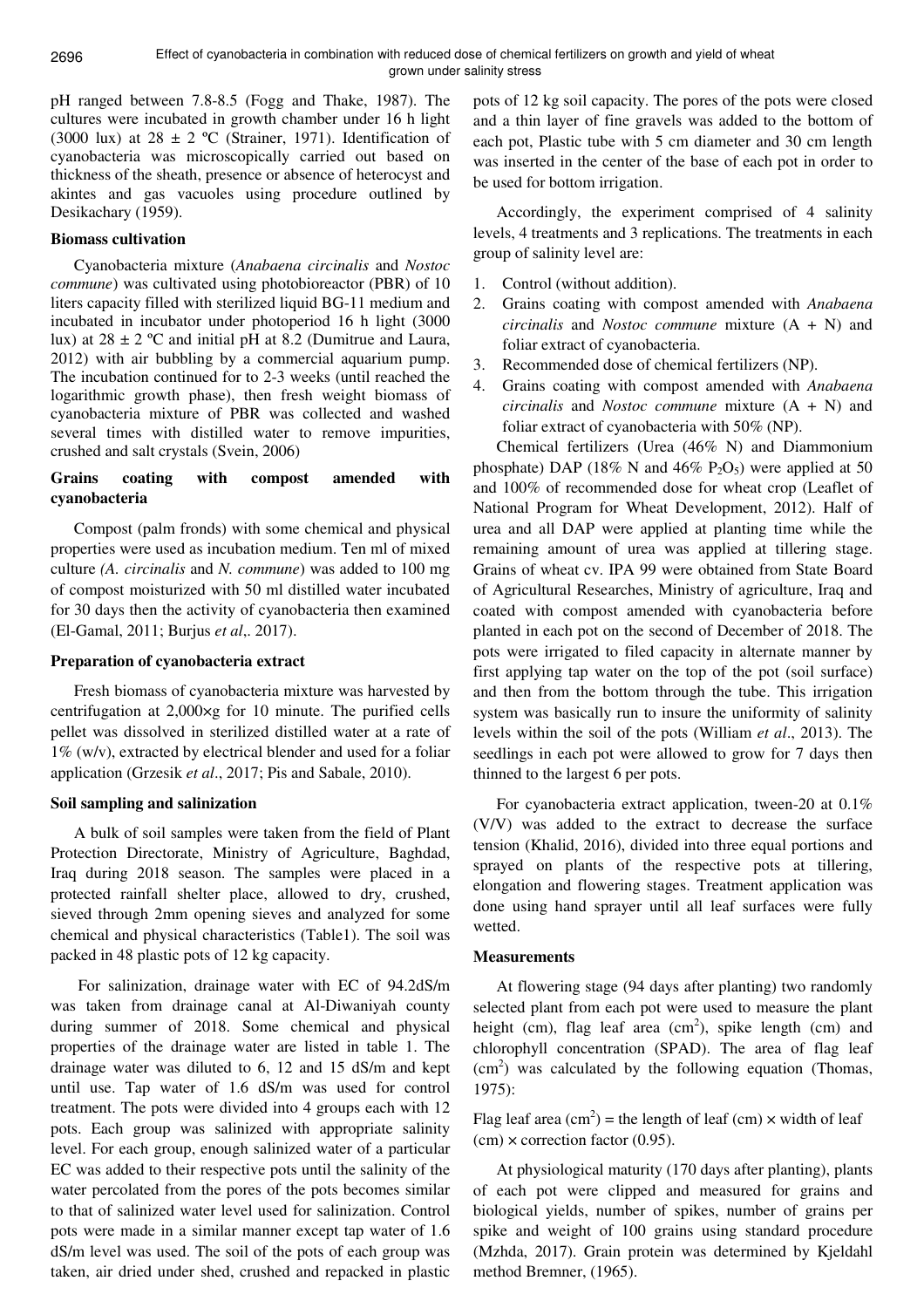pH ranged between 7.8-8.5 (Fogg and Thake, 1987). The cultures were incubated in growth chamber under 16 h light (3000 lux) at 28 ± 2 ºC (Strainer, 1971). Identification of cyanobacteria was microscopically carried out based on thickness of the sheath, presence or absence of heterocyst and akintes and gas vacuoles using procedure outlined by Desikachary (1959).

### Biomass cultivation

Cyanobacteria mixture (*Anabaena circinalis* and *Nostoc commune*) was cultivated using photobioreactor (PBR) of 10 liters capacity filled with sterilized liquid BG-11 medium and incubated in incubator under photoperiod 16 h light (3000 lux) at 28 ± 2 ºC and initial pH at 8.2 (Dumitrue and Laura, 2012) with air bubbling by a commercial aquarium pump. The incubation continued for to 2-3 weeks (until reached the logarithmic growth phase), then fresh weight biomass of cyanobacteria mixture of PBR was collected and washed several times with distilled water to remove impurities, crushed and salt crystals (Svein, 2006)

### Grains coating with compost amended with cyanobacteria

Compost (palm fronds) with some chemical and physical properties were used as incubation medium. Ten ml of mixed culture *(A. circinalis* and *N. commune*) was added to 100 mg of compost moisturized with 50 ml distilled water incubated for 30 days then the activity of cyanobacteria then examined (El-Gamal, 2011; Burjus *et al*,. 2017).

### Preparation of cyanobacteria extract

Fresh biomass of cyanobacteria mixture was harvested by centrifugation at 2,000×g for 10 minute. The purified cells pellet was dissolved in sterilized distilled water at a rate of 1% (w/v), extracted by electrical blender and used for a foliar application (Grzesik *et al*., 2017; Pis and Sabale, 2010).

### Soil sampling and salinization

A bulk of soil samples were taken from the field of Plant Protection Directorate, Ministry of Agriculture, Baghdad, Iraq during 2018 season. The samples were placed in a protected rainfall shelter place, allowed to dry, crushed, sieved through 2mm opening sieves and analyzed for some chemical and physical characteristics (Table1). The soil was packed in 48 plastic pots of 12 kg capacity.

For salinization, drainage water with EC of 94.2dS/m was taken from drainage canal at Al-Diwaniyah county during summer of 2018. Some chemical and physical properties of the drainage water are listed in table 1. The drainage water was diluted to 6, 12 and 15 dS/m and kept until use. Tap water of 1.6 dS/m was used for control treatment. The pots were divided into 4 groups each with 12 pots. Each group was salinized with appropriate salinity level. For each group, enough salinized water of a particular EC was added to their respective pots until the salinity of the water percolated from the pores of the pots becomes similar to that of salinized water level used for salinization. Control pots were made in a similar manner except tap water of 1.6 dS/m level was used. The soil of the pots of each group was taken, air dried under shed, crushed and repacked in plastic pots of 12 kg soil capacity. The pores of the pots were closed and a thin layer of fine gravels was added to the bottom of each pot, Plastic tube with 5 cm diameter and 30 cm length was inserted in the center of the base of each pot in order to be used for bottom irrigation.

Accordingly, the experiment comprised of 4 salinity levels, 4 treatments and 3 replications. The treatments in each group of salinity level are:

1. Control (without addition).
2. Grains coating with compost amended with *Anabaena circinalis* and *Nostoc commune* mixture (A + N) and foliar extract of cyanobacteria.
3. Recommended dose of chemical fertilizers (NP).
4. Grains coating with compost amended with *Anabaena circinalis* and *Nostoc commune* mixture (A + N) and foliar extract of cyanobacteria with 50% (NP).

Chemical fertilizers (Urea (46% N) and Diammonium phosphate) DAP (18% N and 46% $P_2O_5$) were applied at 50 and 100% of recommended dose for wheat crop (Leaflet of National Program for Wheat Development, 2012). Half of urea and all DAP were applied at planting time while the remaining amount of urea was applied at tillering stage. Grains of wheat cv. IPA 99 were obtained from State Board of Agricultural Researches, Ministry of agriculture, Iraq and coated with compost amended with cyanobacteria before planted in each pot on the second of December of 2018. The pots were irrigated to filed capacity in alternate manner by first applying tap water on the top of the pot (soil surface) and then from the bottom through the tube. This irrigation system was basically run to insure the uniformity of salinity levels within the soil of the pots (William *et al*., 2013). The seedlings in each pot were allowed to grow for 7 days then thinned to the largest 6 per pots.

For cyanobacteria extract application, tween-20 at 0.1% (V/V) was added to the extract to decrease the surface tension (Khalid, 2016), divided into three equal portions and sprayed on plants of the respective pots at tillering, elongation and flowering stages. Treatment application was done using hand sprayer until all leaf surfaces were fully wetted.

### Measurements

At flowering stage (94 days after planting) two randomly selected plant from each pot were used to measure the plant height (cm), flag leaf area ($cm^2$), spike length (cm) and chlorophyll concentration (SPAD). The area of flag leaf ($cm^2$) was calculated by the following equation (Thomas, 1975):

Flag leaf area ($cm^2$) = the length of leaf (cm) × width of leaf (cm) × correction factor (0.95).

At physiological maturity (170 days after planting), plants of each pot were clipped and measured for grains and biological yields, number of spikes, number of grains per spike and weight of 100 grains using standard procedure (Mzhda, 2017). Grain protein was determined by Kjeldahl method Bremner, (1965).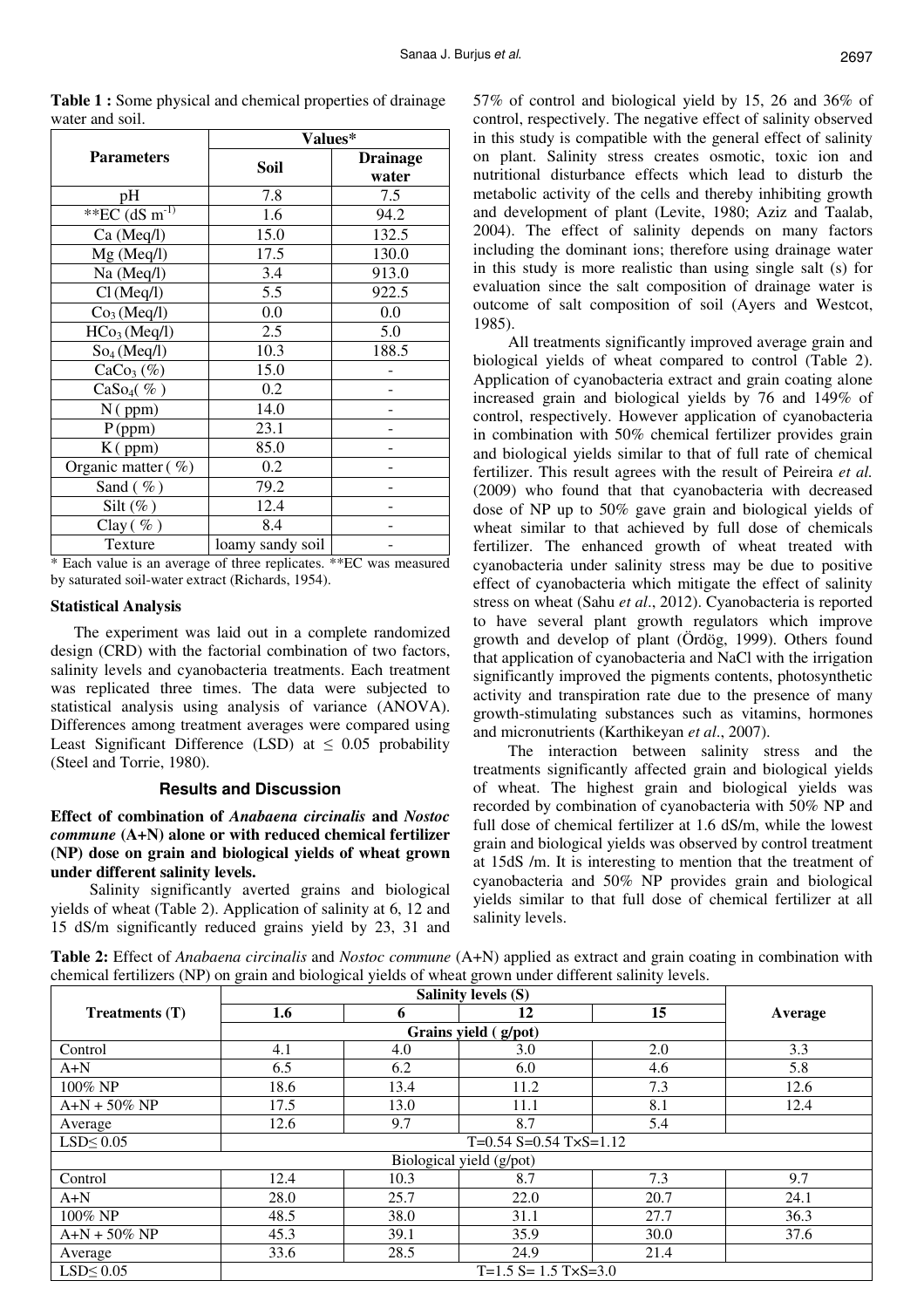**Table 1 :** Some physical and chemical properties of drainage water and soil.

| Parameters | Values* | |
|---|---|---|
| | Soil | Drainage water |
| pH | 7.8 | 7.5 |
| **EC (dS $m^{-1)}$ | 1.6 | 94.2 |
| Ca (Meq/l) | 15.0 | 132.5 |
| Mg (Meq/l) | 17.5 | 130.0 |
| Na (Meq/l) | 3.4 | 913.0 |
| Cl (Meq/l) | 5.5 | 922.5 |
| $Co_3$ (Meq/l) | 0.0 | 0.0 |
| $HCo_3$ (Meq/l) | 2.5 | 5.0 |
| $So_4$ (Meq/l) | 10.3 | 188.5 |
| $CaCo_3$ (%) | 15.0 | - |
| $CaSo_4$( % ) | 0.2 | - |
| N ( ppm) | 14.0 | - |
| P (ppm) | 23.1 | - |
| K ( ppm) | 85.0 | - |
| Organic matter ( %) | 0.2 | - |
| Sand ( % ) | 79.2 | - |
| Silt (% ) | 12.4 | - |
| Clay ( % ) | 8.4 | - |
| Texture | loamy sandy soil | - |

\* Each value is an average of three replicates. **EC was measured by saturated soil-water extract (Richards, 1954).

### Statistical Analysis

The experiment was laid out in a complete randomized design (CRD) with the factorial combination of two factors, salinity levels and cyanobacteria treatments. Each treatment was replicated three times. The data were subjected to statistical analysis using analysis of variance (ANOVA). Differences among treatment averages were compared using Least Significant Difference (LSD) at $\leq$ 0.05 probability (Steel and Torrie, 1980).

## Results and Discussion

**Effect of combination of *Anabaena circinalis* and *Nostoc commune* (A+N) alone or with reduced chemical fertilizer (NP) dose on grain and biological yields of wheat grown under different salinity levels.**

Salinity significantly averted grains and biological yields of wheat (Table 2). Application of salinity at 6, 12 and 15 dS/m significantly reduced grains yield by 23, 31 and 57% of control and biological yield by 15, 26 and 36% of control, respectively. The negative effect of salinity observed in this study is compatible with the general effect of salinity on plant. Salinity stress creates osmotic, toxic ion and nutritional disturbance effects which lead to disturb the metabolic activity of the cells and thereby inhibiting growth and development of plant (Levite, 1980; Aziz and Taalab, 2004). The effect of salinity depends on many factors including the dominant ions; therefore using drainage water in this study is more realistic than using single salt (s) for evaluation since the salt composition of drainage water is outcome of salt composition of soil (Ayers and Westcot, 1985).

All treatments significantly improved average grain and biological yields of wheat compared to control (Table 2). Application of cyanobacteria extract and grain coating alone increased grain and biological yields by 76 and 149% of control, respectively. However application of cyanobacteria in combination with 50% chemical fertilizer provides grain and biological yields similar to that of full rate of chemical fertilizer. This result agrees with the result of Peireira *et al.* (2009) who found that that cyanobacteria with decreased dose of NP up to 50% gave grain and biological yields of wheat similar to that achieved by full dose of chemicals fertilizer. The enhanced growth of wheat treated with cyanobacteria under salinity stress may be due to positive effect of cyanobacteria which mitigate the effect of salinity stress on wheat (Sahu *et al*., 2012). Cyanobacteria is reported to have several plant growth regulators which improve growth and develop of plant (Ördög, 1999). Others found that application of cyanobacteria and NaCl with the irrigation significantly improved the pigments contents, photosynthetic activity and transpiration rate due to the presence of many growth-stimulating substances such as vitamins, hormones and micronutrients (Karthikeyan *et al*., 2007).

The interaction between salinity stress and the treatments significantly affected grain and biological yields of wheat. The highest grain and biological yields was recorded by combination of cyanobacteria with 50% NP and full dose of chemical fertilizer at 1.6 dS/m, while the lowest grain and biological yields was observed by control treatment at 15dS /m. It is interesting to mention that the treatment of cyanobacteria and 50% NP provides grain and biological yields similar to that full dose of chemical fertilizer at all salinity levels.

**Table 2:** Effect of *Anabaena circinalis* and *Nostoc commune* (A+N) applied as extract and grain coating in combination with chemical fertilizers (NP) on grain and biological yields of wheat grown under different salinity levels.

| Treatments (T) | Salinity levels (S) | | | | Average |
|---|---|---|---|---|---|
| | 1.6 | 6 | 12 | 15 | |
| | Grains yield ( g/pot) | | | | |
| Control | 4.1 | 4.0 | 3.0 | 2.0 | 3.3 |
| A+N | 6.5 | 6.2 | 6.0 | 4.6 | 5.8 |
| 100% NP | 18.6 | 13.4 | 11.2 | 7.3 | 12.6 |
| A+N + 50% NP | 17.5 | 13.0 | 11.1 | 8.1 | 12.4 |
| Average | 12.6 | 9.7 | 8.7 | 5.4 | |
| LSD≤ 0.05 | T=0.54 S=0.54 T×S=1.12 | | | | |
| Biological yield (g/pot) | | | | | |
| Control | 12.4 | 10.3 | 8.7 | 7.3 | 9.7 |
| A+N | 28.0 | 25.7 | 22.0 | 20.7 | 24.1 |
| 100% NP | 48.5 | 38.0 | 31.1 | 27.7 | 36.3 |
| A+N + 50% NP | 45.3 | 39.1 | 35.9 | 30.0 | 37.6 |
| Average | 33.6 | 28.5 | 24.9 | 21.4 | |
| LSD≤ 0.05 | T=1.5 S= 1.5 T×S=3.0 | | | | |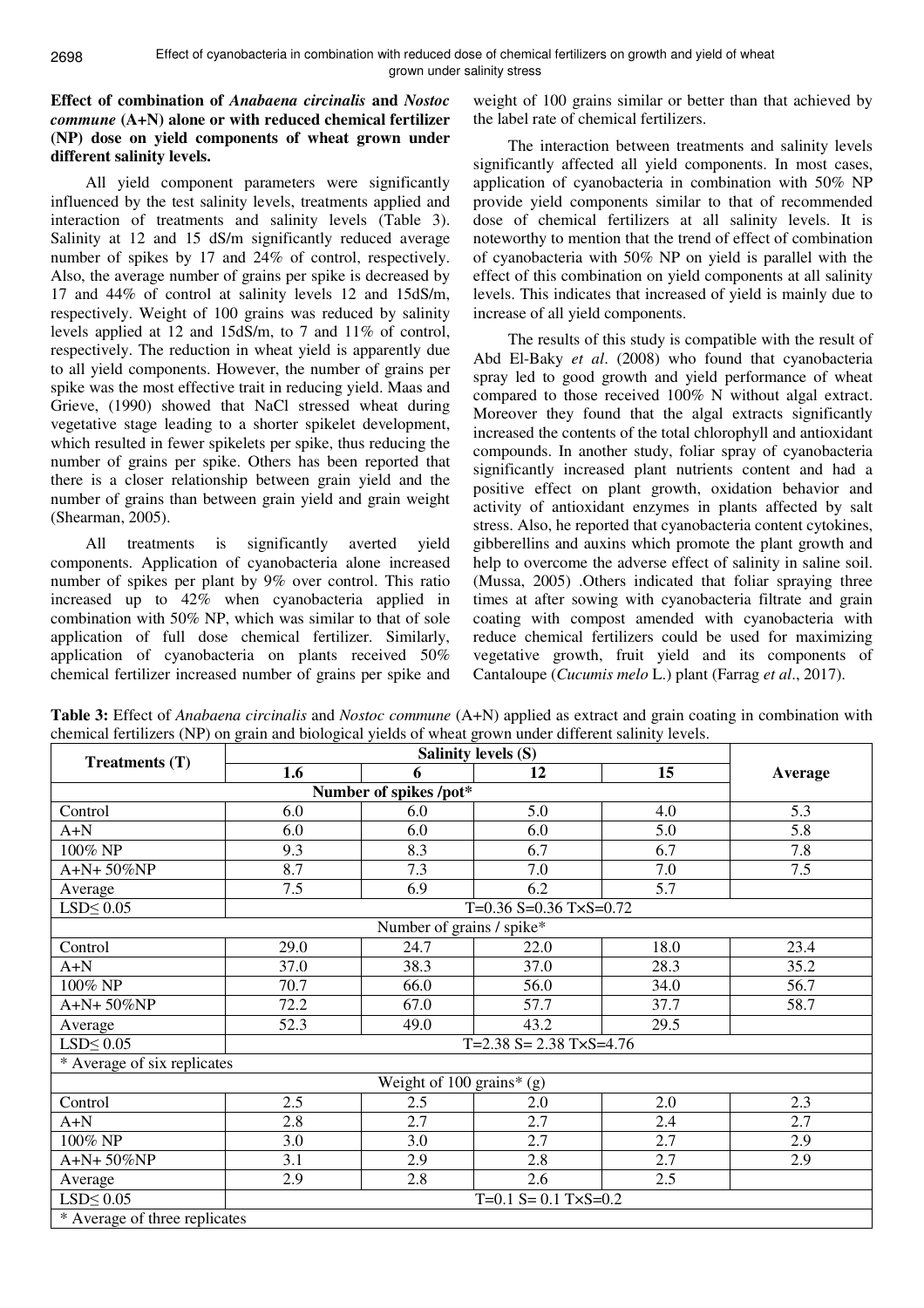**Effect of combination of *Anabaena circinalis* and *Nostoc commune* (A+N) alone or with reduced chemical fertilizer (NP) dose on yield components of wheat grown under different salinity levels.**

All yield component parameters were significantly influenced by the test salinity levels, treatments applied and interaction of treatments and salinity levels (Table 3). Salinity at 12 and 15 dS/m significantly reduced average number of spikes by 17 and 24% of control, respectively. Also, the average number of grains per spike is decreased by 17 and 44% of control at salinity levels 12 and 15dS/m, respectively. Weight of 100 grains was reduced by salinity levels applied at 12 and 15dS/m, to 7 and 11% of control, respectively. The reduction in wheat yield is apparently due to all yield components. However, the number of grains per spike was the most effective trait in reducing yield. Maas and Grieve, (1990) showed that NaCl stressed wheat during vegetative stage leading to a shorter spikelet development, which resulted in fewer spikelets per spike, thus reducing the number of grains per spike. Others has been reported that there is a closer relationship between grain yield and the number of grains than between grain yield and grain weight (Shearman, 2005).

All treatments is significantly averted yield components. Application of cyanobacteria alone increased number of spikes per plant by 9% over control. This ratio increased up to 42% when cyanobacteria applied in combination with 50% NP, which was similar to that of sole application of full dose chemical fertilizer. Similarly, application of cyanobacteria on plants received 50% chemical fertilizer increased number of grains per spike and weight of 100 grains similar or better than that achieved by the label rate of chemical fertilizers.

The interaction between treatments and salinity levels significantly affected all yield components. In most cases, application of cyanobacteria in combination with 50% NP provide yield components similar to that of recommended dose of chemical fertilizers at all salinity levels. It is noteworthy to mention that the trend of effect of combination of cyanobacteria with 50% NP on yield is parallel with the effect of this combination on yield components at all salinity levels. This indicates that increased of yield is mainly due to increase of all yield components.

The results of this study is compatible with the result of Abd El-Baky *et al*. (2008) who found that cyanobacteria spray led to good growth and yield performance of wheat compared to those received 100% N without algal extract. Moreover they found that the algal extracts significantly increased the contents of the total chlorophyll and antioxidant compounds. In another study, foliar spray of cyanobacteria significantly increased plant nutrients content and had a positive effect on plant growth, oxidation behavior and activity of antioxidant enzymes in plants affected by salt stress. Also, he reported that cyanobacteria content cytokines, gibberellins and auxins which promote the plant growth and help to overcome the adverse effect of salinity in saline soil. (Mussa, 2005) .Others indicated that foliar spraying three times at after sowing with cyanobacteria filtrate and grain coating with compost amended with cyanobacteria with reduce chemical fertilizers could be used for maximizing vegetative growth, fruit yield and its components of Cantaloupe (*Cucumis melo* L.) plant (Farrag *et al*., 2017).

**Table 3:** Effect of *Anabaena circinalis* and *Nostoc commune* (A+N) applied as extract and grain coating in combination with chemical fertilizers (NP) on grain and biological yields of wheat grown under different salinity levels.

| Treatments (T) | Salinity levels (S) | | | | Average |
|---|---|---|---|---|---|
| | 1.6 | 6 | 12 | 15 | |
| **Number of spikes /pot*** | | | | | |
| Control | 6.0 | 6.0 | 5.0 | 4.0 | 5.3 |
| A+N | 6.0 | 6.0 | 6.0 | 5.0 | 5.8 |
| 100% NP | 9.3 | 8.3 | 6.7 | 6.7 | 7.8 |
| A+N+ 50%NP | 8.7 | 7.3 | 7.0 | 7.0 | 7.5 |
| Average | 7.5 | 6.9 | 6.2 | 5.7 | |
| LSD≤ 0.05 | T=0.36 S=0.36 T×S=0.72 | | | | |
| Number of grains / spike* | | | | | |
| Control | 29.0 | 24.7 | 22.0 | 18.0 | 23.4 |
| A+N | 37.0 | 38.3 | 37.0 | 28.3 | 35.2 |
| 100% NP | 70.7 | 66.0 | 56.0 | 34.0 | 56.7 |
| A+N+ 50%NP | 72.2 | 67.0 | 57.7 | 37.7 | 58.7 |
| Average | 52.3 | 49.0 | 43.2 | 29.5 | |
| LSD≤ 0.05 | T=2.38 S= 2.38 T×S=4.76 | | | | |
| * Average of six replicates | | | | | |
| Weight of 100 grains* (g) | | | | | |
| Control | 2.5 | 2.5 | 2.0 | 2.0 | 2.3 |
| A+N | 2.8 | 2.7 | 2.7 | 2.4 | 2.7 |
| 100% NP | 3.0 | 3.0 | 2.7 | 2.7 | 2.9 |
| A+N+ 50%NP | 3.1 | 2.9 | 2.8 | 2.7 | 2.9 |
| Average | 2.9 | 2.8 | 2.6 | 2.5 | |
| LSD≤ 0.05 | T=0.1 S= 0.1 T×S=0.2 | | | | |
| * Average of three replicates | | | | | |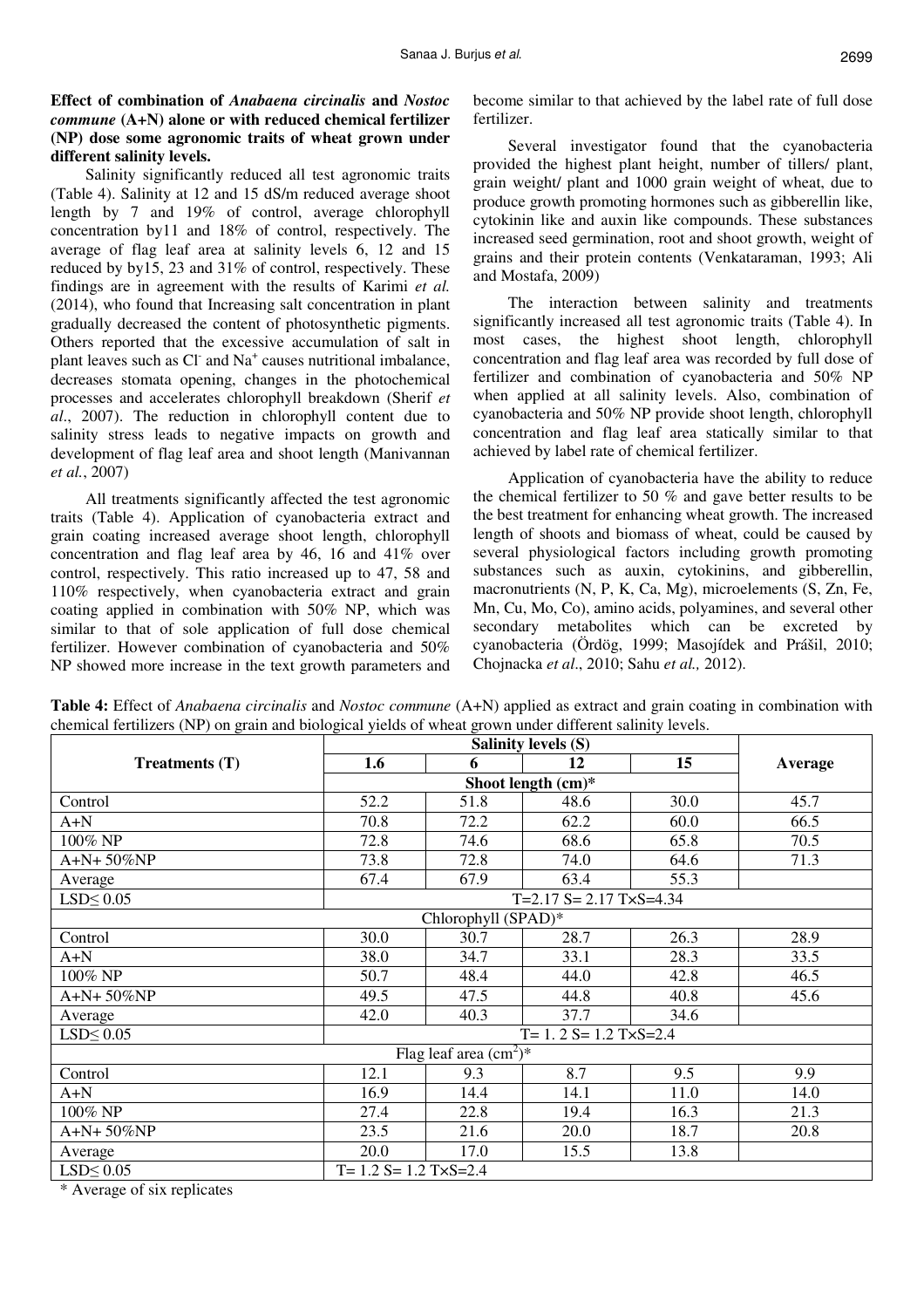**Effect of combination of *Anabaena circinalis* and *Nostoc commune* (A+N) alone or with reduced chemical fertilizer (NP) dose some agronomic traits of wheat grown under different salinity levels.**

Salinity significantly reduced all test agronomic traits (Table 4). Salinity at 12 and 15 dS/m reduced average shoot length by 7 and 19% of control, average chlorophyll concentration by11 and 18% of control, respectively. The average of flag leaf area at salinity levels 6, 12 and 15 reduced by by15, 23 and 31% of control, respectively. These findings are in agreement with the results of Karimi *et al.* (2014), who found that Increasing salt concentration in plant gradually decreased the content of photosynthetic pigments. Others reported that the excessive accumulation of salt in plant leaves such as $Cl^-$ and $Na^+$ causes nutritional imbalance, decreases stomata opening, changes in the photochemical processes and accelerates chlorophyll breakdown (Sherif *et al*., 2007). The reduction in chlorophyll content due to salinity stress leads to negative impacts on growth and development of flag leaf area and shoot length (Manivannan *et al.*, 2007)

All treatments significantly affected the test agronomic traits (Table 4). Application of cyanobacteria extract and grain coating increased average shoot length, chlorophyll concentration and flag leaf area by 46, 16 and 41% over control, respectively. This ratio increased up to 47, 58 and 110% respectively, when cyanobacteria extract and grain coating applied in combination with 50% NP, which was similar to that of sole application of full dose chemical fertilizer. However combination of cyanobacteria and 50% NP showed more increase in the text growth parameters and become similar to that achieved by the label rate of full dose fertilizer.

Several investigator found that the cyanobacteria provided the highest plant height, number of tillers/ plant, grain weight/ plant and 1000 grain weight of wheat, due to produce growth promoting hormones such as gibberellin like, cytokinin like and auxin like compounds. These substances increased seed germination, root and shoot growth, weight of grains and their protein contents (Venkataraman, 1993; Ali and Mostafa, 2009)

The interaction between salinity and treatments significantly increased all test agronomic traits (Table 4). In most cases, the highest shoot length, chlorophyll concentration and flag leaf area was recorded by full dose of fertilizer and combination of cyanobacteria and 50% NP when applied at all salinity levels. Also, combination of cyanobacteria and 50% NP provide shoot length, chlorophyll concentration and flag leaf area statically similar to that achieved by label rate of chemical fertilizer.

Application of cyanobacteria have the ability to reduce the chemical fertilizer to 50 % and gave better results to be the best treatment for enhancing wheat growth. The increased length of shoots and biomass of wheat, could be caused by several physiological factors including growth promoting substances such as auxin, cytokinins, and gibberellin, macronutrients (N, P, K, Ca, Mg), microelements (S, Zn, Fe, Mn, Cu, Mo, Co), amino acids, polyamines, and several other secondary metabolites which can be excreted by cyanobacteria (Ördög, 1999; Masojídek and Prášil, 2010; Chojnacka *et al*., 2010; Sahu *et al.,* 2012).

**Table 4:** Effect of *Anabaena circinalis* and *Nostoc commune* (A+N) applied as extract and grain coating in combination with chemical fertilizers (NP) on grain and biological yields of wheat grown under different salinity levels.

| Treatments (T) | Salinity levels (S) | | | | Average |
|---|---|---|---|---|---|
| | 1.6 | 6 | 12 | 15 | |
| | Shoot length (cm)* | | | | |
| Control | 52.2 | 51.8 | 48.6 | 30.0 | 45.7 |
| A+N | 70.8 | 72.2 | 62.2 | 60.0 | 66.5 |
| 100% NP | 72.8 | 74.6 | 68.6 | 65.8 | 70.5 |
| A+N+ 50%NP | 73.8 | 72.8 | 74.0 | 64.6 | 71.3 |
| Average | 67.4 | 67.9 | 63.4 | 55.3 | |
| LSD≤ 0.05 | T=2.17 S= 2.17 T×S=4.34 | | | | |
| | Chlorophyll (SPAD)* | | | | |
| Control | 30.0 | 30.7 | 28.7 | 26.3 | 28.9 |
| A+N | 38.0 | 34.7 | 33.1 | 28.3 | 33.5 |
| 100% NP | 50.7 | 48.4 | 44.0 | 42.8 | 46.5 |
| A+N+ 50%NP | 49.5 | 47.5 | 44.8 | 40.8 | 45.6 |
| Average | 42.0 | 40.3 | 37.7 | 34.6 | |
| LSD≤ 0.05 | T= 1. 2 S= 1.2 T×S=2.4 | | | | |
| | Flag leaf area ($cm^2$)* | | | | |
| Control | 12.1 | 9.3 | 8.7 | 9.5 | 9.9 |
| A+N | 16.9 | 14.4 | 14.1 | 11.0 | 14.0 |
| 100% NP | 27.4 | 22.8 | 19.4 | 16.3 | 21.3 |
| A+N+ 50%NP | 23.5 | 21.6 | 20.0 | 18.7 | 20.8 |
| Average | 20.0 | 17.0 | 15.5 | 13.8 | |
| LSD≤ 0.05 | T= 1.2 S= 1.2 T×S=2.4 | | | | |

\* Average of six replicates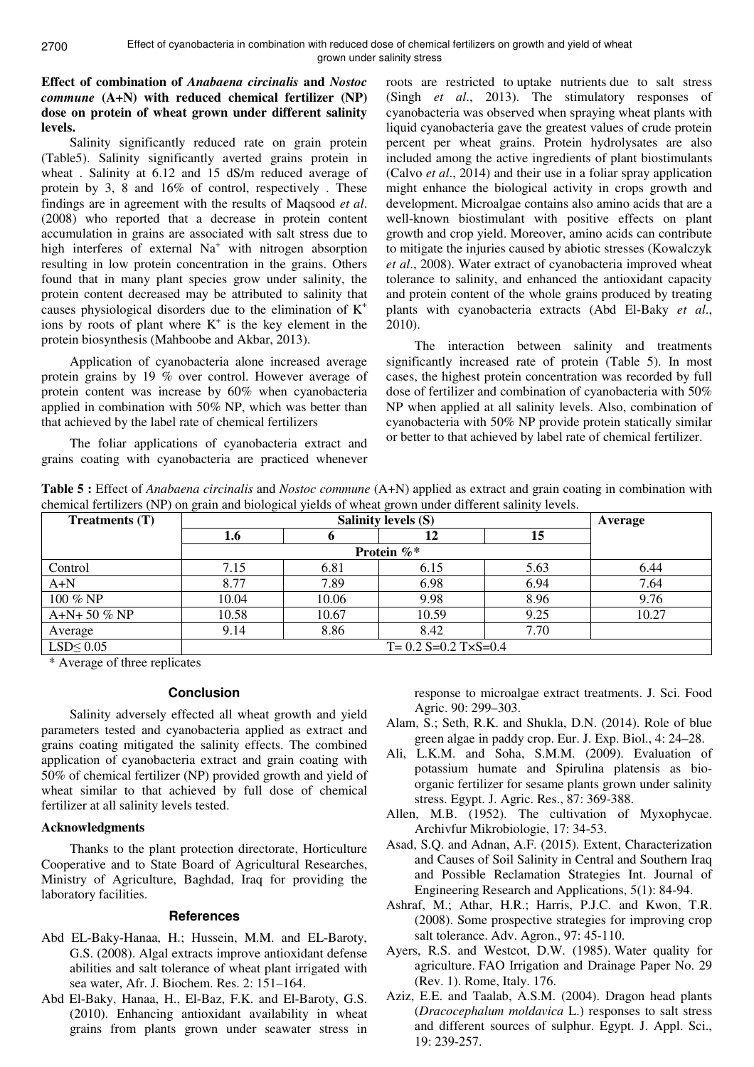**Effect of combination of *Anabaena circinalis* and *Nostoc commune* (A+N) with reduced chemical fertilizer (NP) dose on protein of wheat grown under different salinity levels.**

Salinity significantly reduced rate on grain protein (Table5). Salinity significantly averted grains protein in wheat . Salinity at 6.12 and 15 dS/m reduced average of protein by 3, 8 and 16% of control, respectively . These findings are in agreement with the results of Maqsood *et al*. (2008) who reported that a decrease in protein content accumulation in grains are associated with salt stress due to high interferes of external $Na^+$ with nitrogen absorption resulting in low protein concentration in the grains. Others found that in many plant species grow under salinity, the protein content decreased may be attributed to salinity that causes physiological disorders due to the elimination of $K^+$ ions by roots of plant where $K^+$ is the key element in the protein biosynthesis (Mahboobe and Akbar, 2013).

Application of cyanobacteria alone increased average protein grains by 19 % over control. However average of protein content was increase by 60% when cyanobacteria applied in combination with 50% NP, which was better than that achieved by the label rate of chemical fertilizers

The foliar applications of cyanobacteria extract and grains coating with cyanobacteria are practiced whenever roots are restricted to uptake nutrients due to salt stress (Singh *et al*., 2013). The stimulatory responses of cyanobacteria was observed when spraying wheat plants with liquid cyanobacteria gave the greatest values of crude protein percent per wheat grains. Protein hydrolysates are also included among the active ingredients of plant biostimulants (Calvo *et al*., 2014) and their use in a foliar spray application might enhance the biological activity in crops growth and development. Microalgae contains also amino acids that are a well-known biostimulant with positive effects on plant growth and crop yield. Moreover, amino acids can contribute to mitigate the injuries caused by abiotic stresses (Kowalczyk *et al*., 2008). Water extract of cyanobacteria improved wheat tolerance to salinity, and enhanced the antioxidant capacity and protein content of the whole grains produced by treating plants with cyanobacteria extracts (Abd El-Baky *et al*., 2010).

The interaction between salinity and treatments significantly increased rate of protein (Table 5). In most cases, the highest protein concentration was recorded by full dose of fertilizer and combination of cyanobacteria with 50% NP when applied at all salinity levels. Also, combination of cyanobacteria with 50% NP provide protein statically similar or better to that achieved by label rate of chemical fertilizer.

**Table 5 :** Effect of *Anabaena circinalis* and *Nostoc commune* (A+N) applied as extract and grain coating in combination with chemical fertilizers (NP) on grain and biological yields of wheat grown under different salinity levels.

| Treatments (T) | Salinity levels (S) | | | | Average |
|---|---|---|---|---|---|
| | 1.6 | 6 | 12 | 15 | |
| | Protein %* | | | | |
| Control | 7.15 | 6.81 | 6.15 | 5.63 | 6.44 |
| A+N | 8.77 | 7.89 | 6.98 | 6.94 | 7.64 |
| 100 % NP | 10.04 | 10.06 | 9.98 | 8.96 | 9.76 |
| A+N+ 50 % NP | 10.58 | 10.67 | 10.59 | 9.25 | 10.27 |
| Average | 9.14 | 8.86 | 8.42 | 7.70 | |
| LSD≤ 0.05 | T= 0.2 S=0.2 T×S=0.4 | | | | |

\* Average of three replicates

## Conclusion

Salinity adversely effected all wheat growth and yield parameters tested and cyanobacteria applied as extract and grains coating mitigated the salinity effects. The combined application of cyanobacteria extract and grain coating with 50% of chemical fertilizer (NP) provided growth and yield of wheat similar to that achieved by full dose of chemical fertilizer at all salinity levels tested.

### Acknowledgments

Thanks to the plant protection directorate, Horticulture Cooperative and to State Board of Agricultural Researches, Ministry of Agriculture, Baghdad, Iraq for providing the laboratory facilities.

## References

- Abd EL-Baky-Hanaa, H.; Hussein, M.M. and EL-Baroty, G.S. (2008). Algal extracts improve antioxidant defense abilities and salt tolerance of wheat plant irrigated with sea water, Afr. J. Biochem. Res. 2: 151–164.
- Abd El-Baky, Hanaa, H., El-Baz, F.K. and El-Baroty, G.S. (2010). Enhancing antioxidant availability in wheat grains from plants grown under seawater stress in response to microalgae extract treatments. J. Sci. Food Agric. 90: 299–303.
- Alam, S.; Seth, R.K. and Shukla, D.N. (2014). Role of blue green algae in paddy crop. Eur. J. Exp. Biol., 4: 24–28.
- Ali, L.K.M. and Soha, S.M.M. (2009). Evaluation of potassium humate and Spirulina platensis as bio-organic fertilizer for sesame plants grown under salinity stress. Egypt. J. Agric. Res., 87: 369-388.
- Allen, M.B. (1952). The cultivation of Myxophycae. Archivfur Mikrobiologie, 17: 34-53.
- Asad, S.Q. and Adnan, A.F. (2015). Extent, Characterization and Causes of Soil Salinity in Central and Southern Iraq and Possible Reclamation Strategies Int. Journal of Engineering Research and Applications, 5(1): 84-94.
- Ashraf, M.; Athar, H.R.; Harris, P.J.C. and Kwon, T.R. (2008). Some prospective strategies for improving crop salt tolerance. Adv. Agron., 97: 45-110.
- Ayers, R.S. and Westcot, D.W. (1985). Water quality for agriculture. FAO Irrigation and Drainage Paper No. 29 (Rev. 1). Rome, Italy. 176.
- Aziz, E.E. and Taalab, A.S.M. (2004). Dragon head plants (*Dracocephalum moldavica* L.) responses to salt stress and different sources of sulphur. Egypt. J. Appl. Sci., 19: 239-257.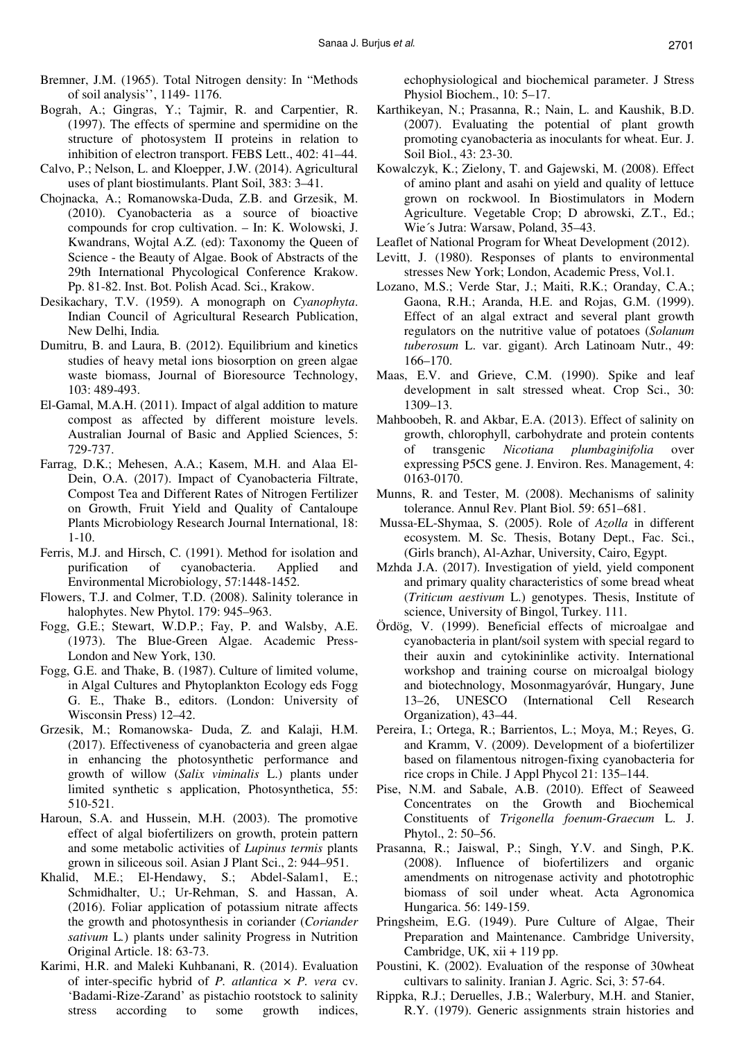Bremner, J.M. (1965). Total Nitrogen density: In "Methods of soil analysis'', 1149- 1176.

Bograh, A.; Gingras, Y.; Tajmir, R. and Carpentier, R. (1997). The effects of spermine and spermidine on the structure of photosystem II proteins in relation to inhibition of electron transport. FEBS Lett., 402: 41–44.

Calvo, P.; Nelson, L. and Kloepper, J.W. (2014). Agricultural uses of plant biostimulants. Plant Soil, 383: 3–41.

Chojnacka, A.; Romanowska-Duda, Z.B. and Grzesik, M. (2010). Cyanobacteria as a source of bioactive compounds for crop cultivation. – In: K. Wolowski, J. Kwandrans, Wojtal A.Z. (ed): Taxonomy the Queen of Science - the Beauty of Algae. Book of Abstracts of the 29th International Phycological Conference Krakow. Pp. 81-82. Inst. Bot. Polish Acad. Sci., Krakow.

Desikachary, T.V. (1959). A monograph on *Cyanophyta*. Indian Council of Agricultural Research Publication, New Delhi, India.

Dumitru, B. and Laura, B. (2012). Equilibrium and kinetics studies of heavy metal ions biosorption on green algae waste biomass, Journal of Bioresource Technology, 103: 489-493.

El-Gamal, M.A.H. (2011). Impact of algal addition to mature compost as affected by different moisture levels. Australian Journal of Basic and Applied Sciences, 5: 729-737.

Farrag, D.K.; Mehesen, A.A.; Kasem, M.H. and Alaa El-Dein, O.A. (2017). Impact of Cyanobacteria Filtrate, Compost Tea and Different Rates of Nitrogen Fertilizer on Growth, Fruit Yield and Quality of Cantaloupe Plants Microbiology Research Journal International, 18: 1-10.

Ferris, M.J. and Hirsch, C. (1991). Method for isolation and purification of cyanobacteria. Applied and Environmental Microbiology, 57:1448-1452.

Flowers, T.J. and Colmer, T.D. (2008). Salinity tolerance in halophytes. New Phytol. 179: 945–963.

Fogg, G.E.; Stewart, W.D.P.; Fay, P. and Walsby, A.E. (1973). The Blue-Green Algae. Academic Press-London and New York, 130.

Fogg, G.E. and Thake, B. (1987). Culture of limited volume, in Algal Cultures and Phytoplankton Ecology eds Fogg G. E., Thake B., editors. (London: University of Wisconsin Press) 12–42.

Grzesik, M.; Romanowska- Duda, Z. and Kalaji, H.M. (2017). Effectiveness of cyanobacteria and green algae in enhancing the photosynthetic performance and growth of willow (*Salix viminalis* L.) plants under limited synthetic s application, Photosynthetica, 55: 510-521.

Haroun, S.A. and Hussein, M.H. (2003). The promotive effect of algal biofertilizers on growth, protein pattern and some metabolic activities of *Lupinus termis* plants grown in siliceous soil. Asian J Plant Sci., 2: 944–951.

Khalid, M.E.; El-Hendawy, S.; Abdel-Salam1, E.; Schmidhalter, U.; Ur-Rehman, S. and Hassan, A. (2016). Foliar application of potassium nitrate affects the growth and photosynthesis in coriander (*Coriander sativum* L.) plants under salinity Progress in Nutrition Original Article. 18: 63-73.

Karimi, H.R. and Maleki Kuhbanani, R. (2014). Evaluation of inter-specific hybrid of *P. atlantica* × *P. vera* cv. 'Badami-Rize-Zarand' as pistachio rootstock to salinity stress according to some growth indices, echophysiological and biochemical parameter. J Stress Physiol Biochem., 10: 5–17.

Karthikeyan, N.; Prasanna, R.; Nain, L. and Kaushik, B.D. (2007). Evaluating the potential of plant growth promoting cyanobacteria as inoculants for wheat. Eur. J. Soil Biol., 43: 23-30.

Kowalczyk, K.; Zielony, T. and Gajewski, M. (2008). Effect of amino plant and asahi on yield and quality of lettuce grown on rockwool. In Biostimulators in Modern Agriculture. Vegetable Crop; D abrowski, Z.T., Ed.; Wie´s Jutra: Warsaw, Poland, 35–43.

Leaflet of National Program for Wheat Development (2012).

Levitt, J. (1980). Responses of plants to environmental stresses New York; London, Academic Press, Vol.1.

Lozano, M.S.; Verde Star, J.; Maiti, R.K.; Oranday, C.A.; Gaona, R.H.; Aranda, H.E. and Rojas, G.M. (1999). Effect of an algal extract and several plant growth regulators on the nutritive value of potatoes (*Solanum tuberosum* L. var. gigant). Arch Latinoam Nutr., 49: 166–170.

Maas, E.V. and Grieve, C.M. (1990). Spike and leaf development in salt stressed wheat. Crop Sci., 30: 1309–13.

Mahboobeh, R. and Akbar, E.A. (2013). Effect of salinity on growth, chlorophyll, carbohydrate and protein contents of transgenic *Nicotiana plumbaginifolia* over expressing P5CS gene. J. Environ. Res. Management, 4: 0163-0170.

Munns, R. and Tester, M. (2008). Mechanisms of salinity tolerance. Annul Rev. Plant Biol. 59: 651–681.

Mussa-EL-Shymaa, S. (2005). Role of *Azolla* in different ecosystem. M. Sc. Thesis, Botany Dept., Fac. Sci., (Girls branch), Al-Azhar, University, Cairo, Egypt.

Mzhda J.A. (2017). Investigation of yield, yield component and primary quality characteristics of some bread wheat (*Triticum aestivum* L.) genotypes. Thesis, Institute of science, University of Bingol, Turkey. 111.

Ördög, V. (1999). Beneficial effects of microalgae and cyanobacteria in plant/soil system with special regard to their auxin and cytokininlike activity. International workshop and training course on microalgal biology and biotechnology, Mosonmagyaróvár, Hungary, June 13–26, UNESCO (International Cell Research Organization), 43–44.

Pereira, I.; Ortega, R.; Barrientos, L.; Moya, M.; Reyes, G. and Kramm, V. (2009). Development of a biofertilizer based on filamentous nitrogen-fixing cyanobacteria for rice crops in Chile. J Appl Phycol 21: 135–144.

Pise, N.M. and Sabale, A.B. (2010). Effect of Seaweed Concentrates on the Growth and Biochemical Constituents of *Trigonella foenum-Graecum* L. J. Phytol., 2: 50–56.

Prasanna, R.; Jaiswal, P.; Singh, Y.V. and Singh, P.K. (2008). Influence of biofertilizers and organic amendments on nitrogenase activity and phototrophic biomass of soil under wheat. Acta Agronomica Hungarica. 56: 149-159.

Pringsheim, E.G. (1949). Pure Culture of Algae, Their Preparation and Maintenance. Cambridge University, Cambridge, UK, xii + 119 pp.

Poustini, K. (2002). Evaluation of the response of 30wheat cultivars to salinity. Iranian J. Agric. Sci, 3: 57-64.

Rippka, R.J.; Deruelles, J.B.; Walerbury, M.H. and Stanier, R.Y. (1979). Generic assignments strain histories and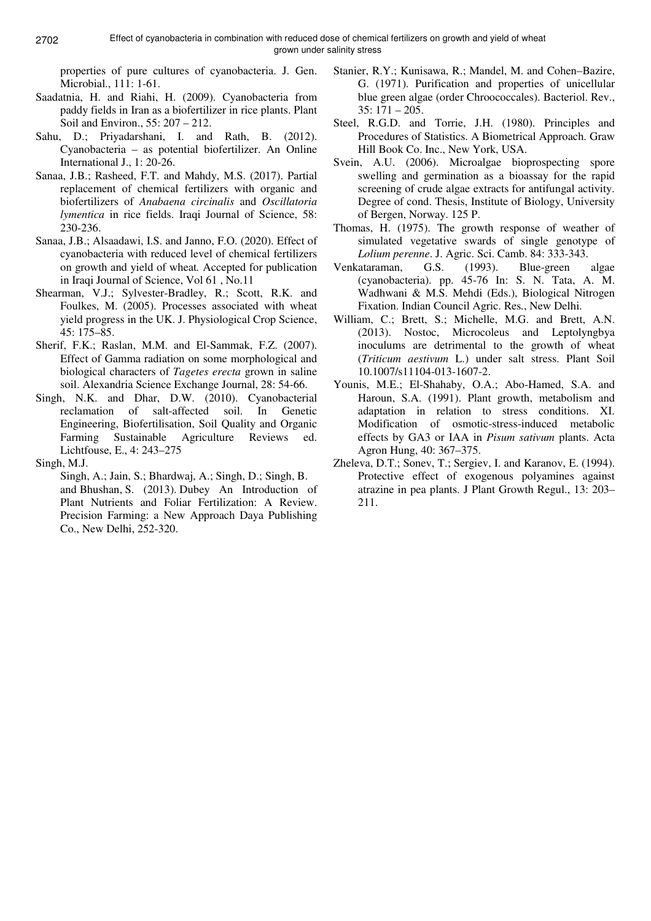properties of pure cultures of cyanobacteria. J. Gen. Microbial., 111: 1-61.

Saadatnia, H. and Riahi, H. (2009). Cyanobacteria from paddy fields in Iran as a biofertilizer in rice plants. Plant Soil and Environ., 55: 207 – 212.

Sahu, D.; Priyadarshani, I. and Rath, B. (2012). Cyanobacteria – as potential biofertilizer. An Online International J., 1: 20-26.

Sanaa, J.B.; Rasheed, F.T. and Mahdy, M.S. (2017). Partial replacement of chemical fertilizers with organic and biofertilizers of *Anabaena circinalis* and *Oscillatoria lymentica* in rice fields. Iraqi Journal of Science, 58: 230-236.

Sanaa, J.B.; Alsaadawi, I.S. and Janno, F.O. (2020). Effect of cyanobacteria with reduced level of chemical fertilizers on growth and yield of wheat. Accepted for publication in Iraqi Journal of Science, Vol 61 , No.11

Shearman, V.J.; Sylvester-Bradley, R.; Scott, R.K. and Foulkes, M. (2005). Processes associated with wheat yield progress in the UK. J. Physiological Crop Science, 45: 175–85.

Sherif, F.K.; Raslan, M.M. and El-Sammak, F.Z. (2007). Effect of Gamma radiation on some morphological and biological characters of *Tagetes erecta* grown in saline soil. Alexandria Science Exchange Journal, 28: 54-66.

Singh, N.K. and Dhar, D.W. (2010). Cyanobacterial reclamation of salt-affected soil. In Genetic Engineering, Biofertilisation, Soil Quality and Organic Farming Sustainable Agriculture Reviews ed. Lichtfouse, E., 4: 243–275

Singh, M.J.

Singh, A.; Jain, S.; Bhardwaj, A.; Singh, D.; Singh, B. and Bhushan, S. (2013). Dubey An Introduction of Plant Nutrients and Foliar Fertilization: A Review. Precision Farming: a New Approach Daya Publishing Co., New Delhi, 252-320.

Stanier, R.Y.; Kunisawa, R.; Mandel, M. and Cohen–Bazire, G. (1971). Purification and properties of unicellular blue green algae (order Chroococcales). Bacteriol. Rev., 35: 171 – 205.

Steel, R.G.D. and Torrie, J.H. (1980). Principles and Procedures of Statistics. A Biometrical Approach. Graw Hill Book Co. Inc., New York, USA.

Svein, A.U. (2006). Microalgae bioprospecting spore swelling and germination as a bioassay for the rapid screening of crude algae extracts for antifungal activity. Degree of cond. Thesis, Institute of Biology, University of Bergen, Norway. 125 P.

Thomas, H. (1975). The growth response of weather of simulated vegetative swards of single genotype of *Lolium perenne*. J. Agric. Sci. Camb. 84: 333-343.

Venkataraman, G.S. (1993). Blue-green algae (cyanobacteria). pp. 45-76 In: S. N. Tata, A. M. Wadhwani & M.S. Mehdi (Eds.), Biological Nitrogen Fixation. Indian Council Agric. Res., New Delhi.

William, C.; Brett, S.; Michelle, M.G. and Brett, A.N. (2013). Nostoc, Microcoleus and Leptolyngbya inoculums are detrimental to the growth of wheat (*Triticum aestivum* L.) under salt stress. Plant Soil 10.1007/s11104-013-1607-2.

Younis, M.E.; El-Shahaby, O.A.; Abo-Hamed, S.A. and Haroun, S.A. (1991). Plant growth, metabolism and adaptation in relation to stress conditions. XI. Modification of osmotic-stress-induced metabolic effects by GA3 or IAA in *Pisum sativum* plants. Acta Agron Hung, 40: 367–375.

Zheleva, D.T.; Sonev, T.; Sergiev, I. and Karanov, E. (1994). Protective effect of exogenous polyamines against atrazine in pea plants. J Plant Growth Regul., 13: 203–211.